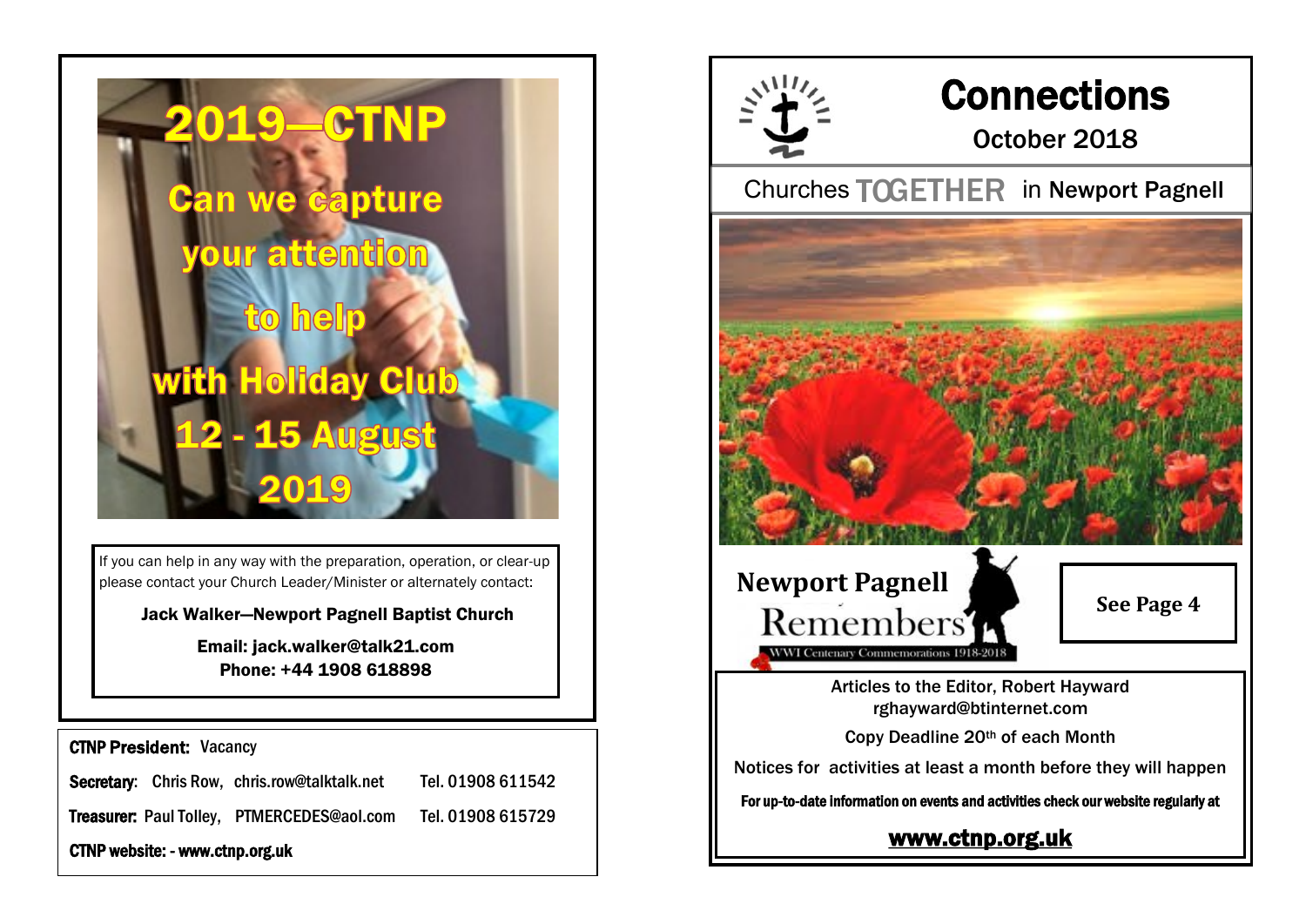# 2019—CTNP

## Can we capture your attention to help with Holiday Club 12 - 15 August 2019

If you can help in any way with the preparation, operation, or clear-up please contact your Church Leader/Minister or alternately contact:

**Jack Walker—Newport Pagnell Baptist Church**

**Email: jack.walker@talk21.com**
**Phone: +44 1908 618898**

**CTNP President:** Vacancy

**Secretary:** Chris Row, chris.row@talktalk.net Tel. 01908 611542

**Treasurer:** Paul Tolley, PTMERCEDES@aol.com Tel. 01908 615729

**CTNP website: - www.ctnp.org.uk**

# Connections

## October 2018

Churches TOGETHER in Newport Pagnell

**Newport Pagnell Remembers**

WWI Centenary Commemorations 1918-2018

**See Page 4**

Articles to the Editor, Robert Hayward
rghayward@btinternet.com

Copy Deadline 20th of each Month

Notices for activities at least a month before they will happen

**For up-to-date information on events and activities check our website regularly at**

**www.ctnp.org.uk**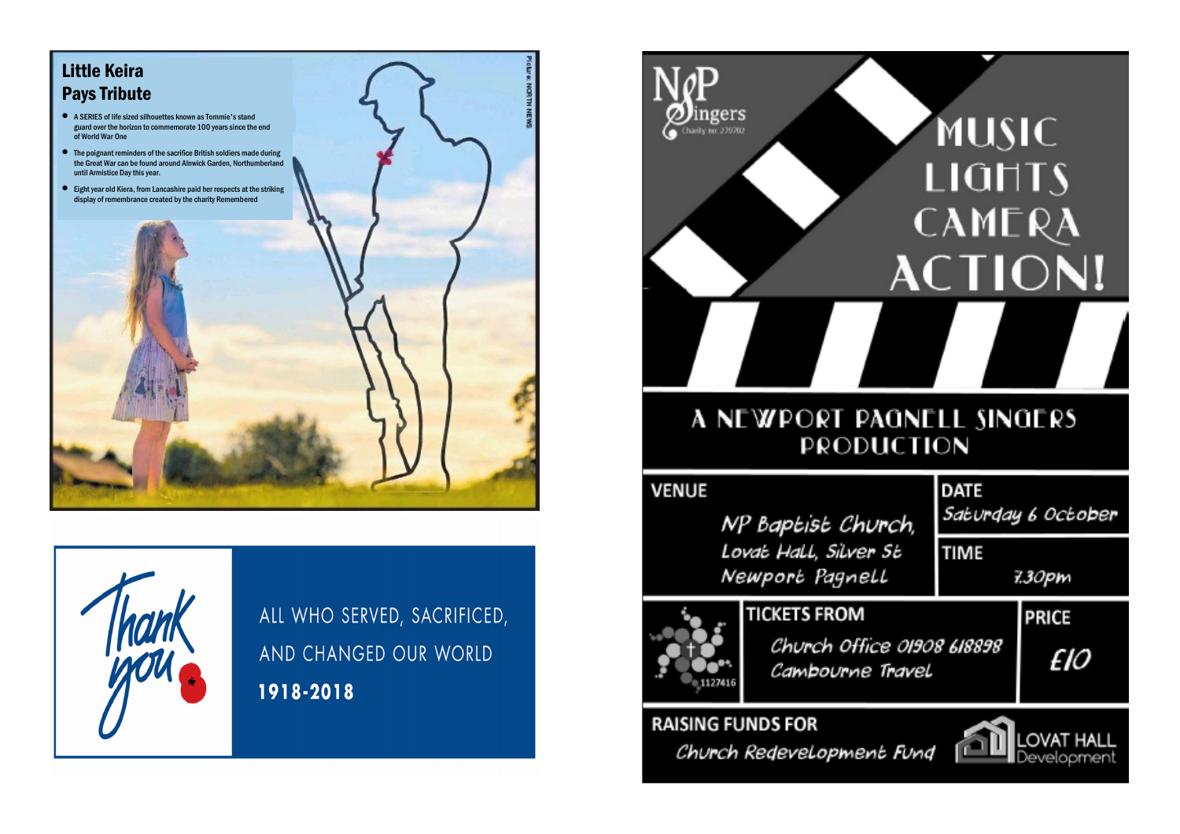## Little Keira Pays Tribute

- A SERIES of life sized silhouettes known as Tommie's stand guard over the horizon to commemorate 100 years since the end of World War One
- The poignant reminders of the sacrifice British soldiers made during the Great War can be found around Alnwick Garden, Northumberland until Armistice Day this year.
- Eight year old Kiera, from Lancashire paid her respects at the striking display of remembrance created by the charity Remembered

Picture: NORTH NEWS

Thank you

ALL WHO SERVED, SACRIFICED, AND CHANGED OUR WORLD

**1918-2018**

NP Singers
Charity no: 279702

# MUSIC LIGHTS CAMERA ACTION!

## A NEWPORT PAGNELL SINGERS PRODUCTION

**VENUE**
NP Baptist Church, Lovat Hall, Silver St Newport Pagnell

**DATE**
Saturday 6 October

**TIME**
7.30pm

**TICKETS FROM**
Church Office 01908 618898
Cambourne Travel

**PRICE**
£10

1127416

**RAISING FUNDS FOR**
Church Redevelopment Fund

LOVAT HALL Development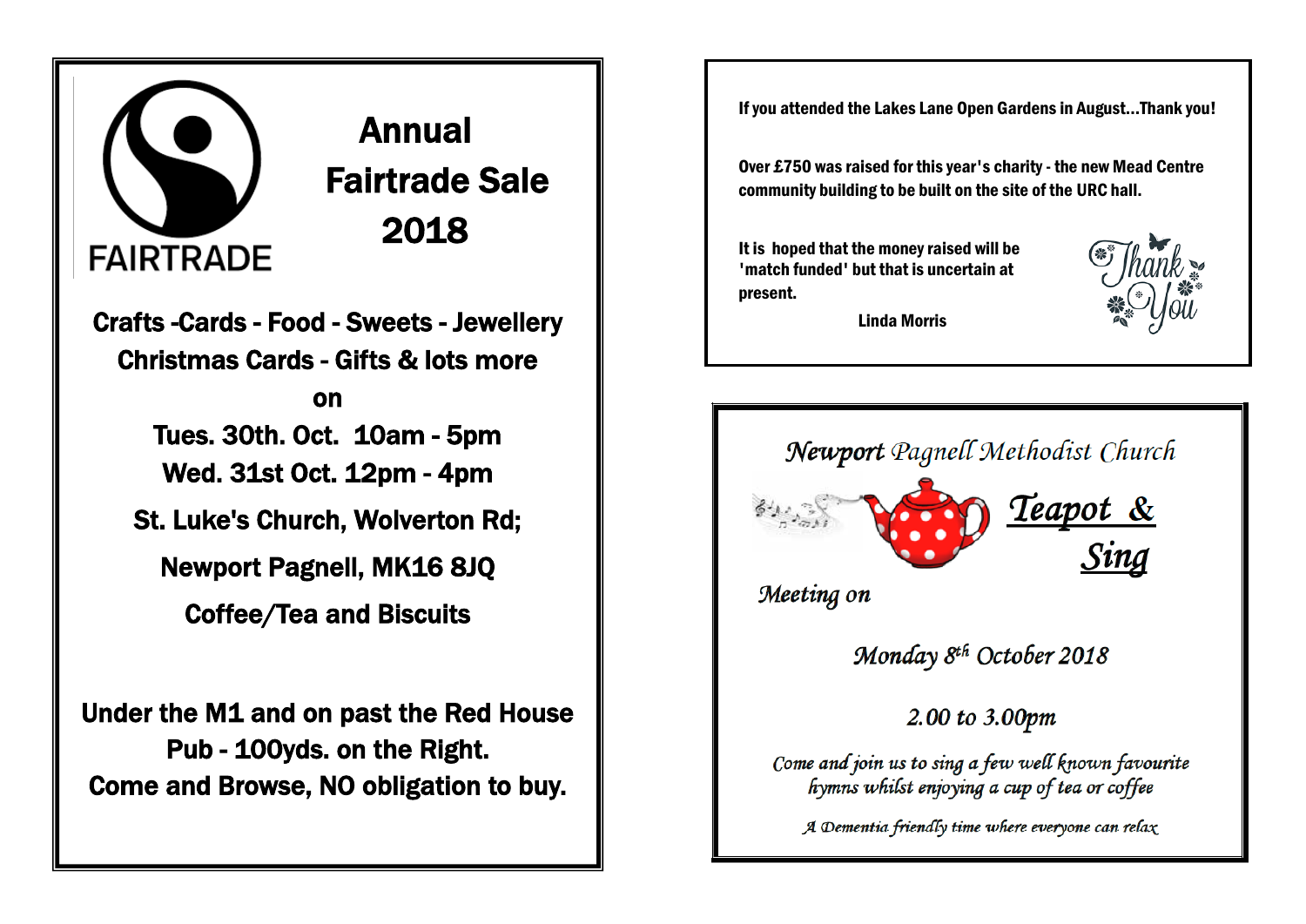FAIRTRADE

# Annual Fairtrade Sale 2018

**Crafts -Cards - Food - Sweets - Jewellery**
**Christmas Cards - Gifts & lots more**

**on**

**Tues. 30th. Oct. 10am - 5pm**
**Wed. 31st Oct. 12pm - 4pm**

**St. Luke's Church, Wolverton Rd;**

**Newport Pagnell, MK16 8JQ**

**Coffee/Tea and Biscuits**

**Under the M1 and on past the Red House Pub - 100yds. on the Right.**
**Come and Browse, NO obligation to buy.**

---

**If you attended the Lakes Lane Open Gardens in August...Thank you!**

**Over £750 was raised for this year's charity - the new Mead Centre community building to be built on the site of the URC hall.**

**It is hoped that the money raised will be 'match funded' but that is uncertain at present.**

**Linda Morris**

Thank You

---

## *Newport Pagnell Methodist Church*

## *Teapot & Sing*

*Meeting on*

*Monday 8th October 2018*

*2.00 to 3.00pm*

*Come and join us to sing a few well known favourite hymns whilst enjoying a cup of tea or coffee*

*A Dementia friendly time where everyone can relax*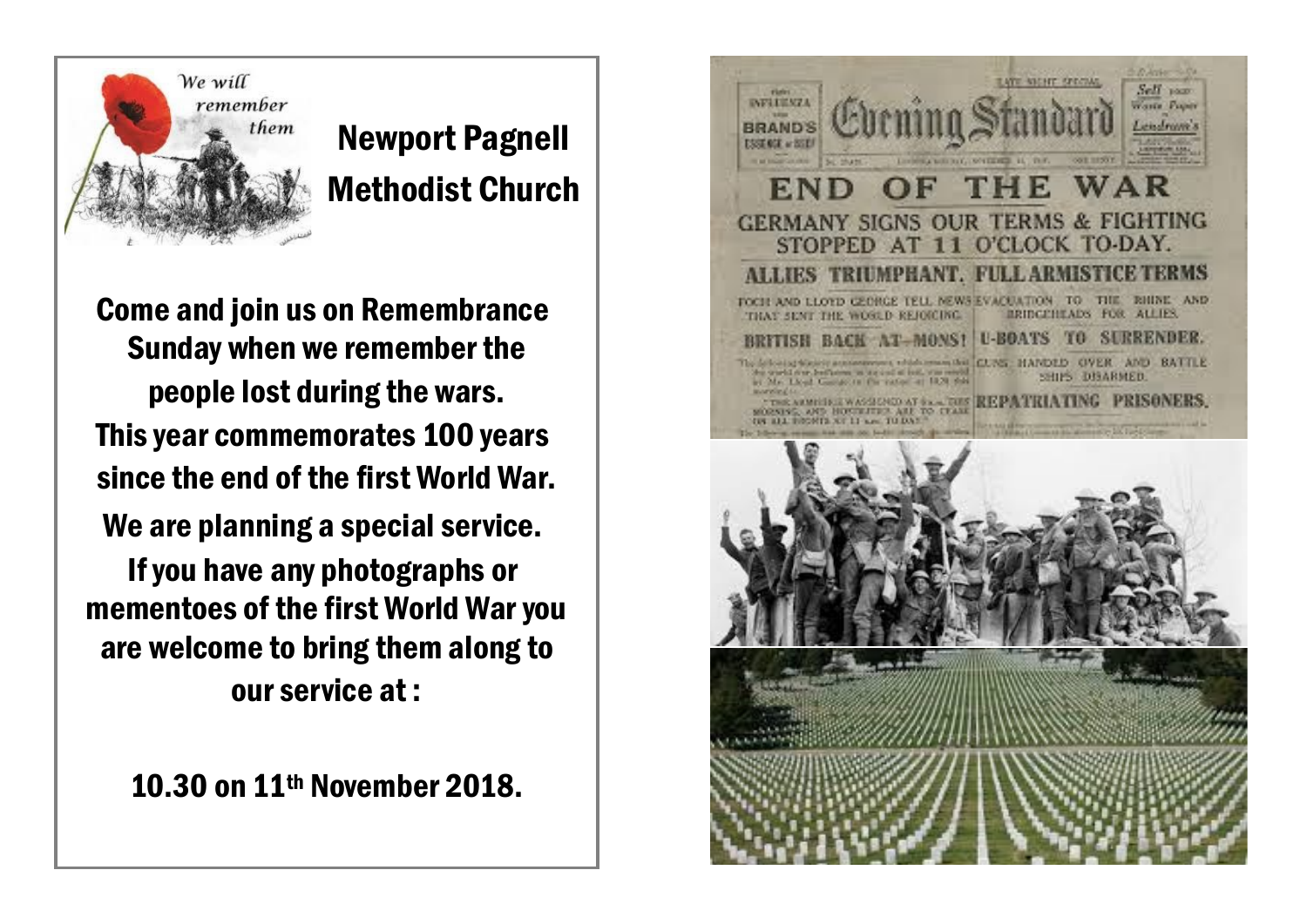# Newport Pagnell Methodist Church

Come and join us on Remembrance Sunday when we remember the people lost during the wars.

This year commemorates 100 years since the end of the first World War.

We are planning a special service.

If you have any photographs or mementoes of the first World War you are welcome to bring them along to our service at :

**10.30 on 11th November 2018.**